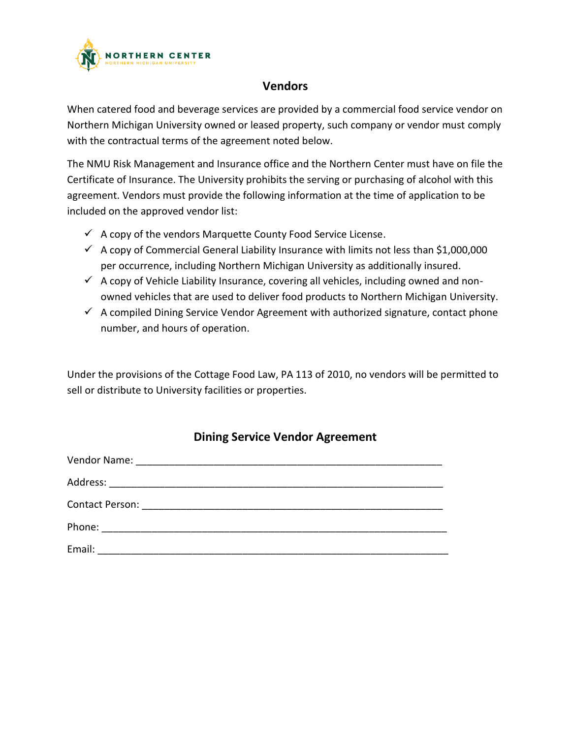NORTHERN CENTER
NORTHERN MICHIGAN UNIVERSITY

## Vendors

When catered food and beverage services are provided by a commercial food service vendor on Northern Michigan University owned or leased property, such company or vendor must comply with the contractual terms of the agreement noted below.

The NMU Risk Management and Insurance office and the Northern Center must have on file the Certificate of Insurance. The University prohibits the serving or purchasing of alcohol with this agreement. Vendors must provide the following information at the time of application to be included on the approved vendor list:

- ✓ A copy of the vendors Marquette County Food Service License.
- ✓ A copy of Commercial General Liability Insurance with limits not less than $1,000,000 per occurrence, including Northern Michigan University as additionally insured.
- ✓ A copy of Vehicle Liability Insurance, covering all vehicles, including owned and non-owned vehicles that are used to deliver food products to Northern Michigan University.
- ✓ A compiled Dining Service Vendor Agreement with authorized signature, contact phone number, and hours of operation.

Under the provisions of the Cottage Food Law, PA 113 of 2010, no vendors will be permitted to sell or distribute to University facilities or properties.

## Dining Service Vendor Agreement

Vendor Name: ______________________________________________________

Address: __________________________________________________________

Contact Person: ____________________________________________________

Phone: ____________________________________________________________

Email: ____________________________________________________________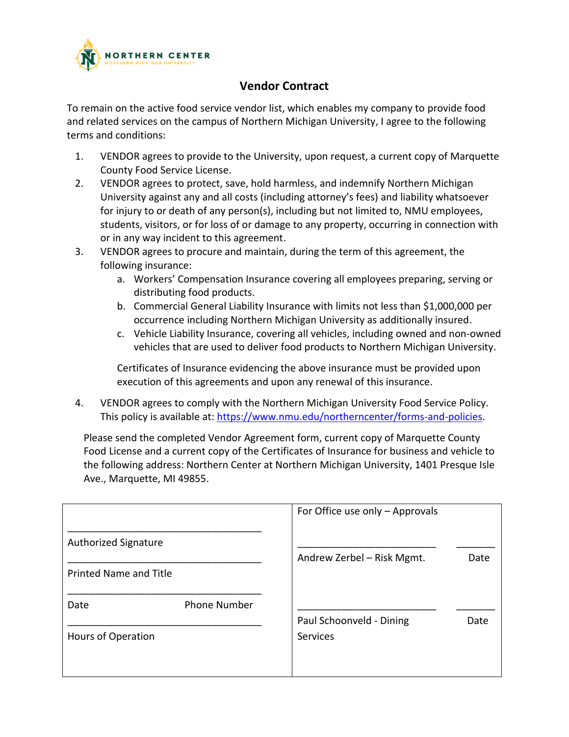NORTHERN CENTER
NORTHERN MICHIGAN UNIVERSITY

## Vendor Contract

To remain on the active food service vendor list, which enables my company to provide food and related services on the campus of Northern Michigan University, I agree to the following terms and conditions:

1. VENDOR agrees to provide to the University, upon request, a current copy of Marquette County Food Service License.
2. VENDOR agrees to protect, save, hold harmless, and indemnify Northern Michigan University against any and all costs (including attorney's fees) and liability whatsoever for injury to or death of any person(s), including but not limited to, NMU employees, students, visitors, or for loss of or damage to any property, occurring in connection with or in any way incident to this agreement.
3. VENDOR agrees to procure and maintain, during the term of this agreement, the following insurance:
   a. Workers' Compensation Insurance covering all employees preparing, serving or distributing food products.
   b. Commercial General Liability Insurance with limits not less than $1,000,000 per occurrence including Northern Michigan University as additionally insured.
   c. Vehicle Liability Insurance, covering all vehicles, including owned and non-owned vehicles that are used to deliver food products to Northern Michigan University.

   Certificates of Insurance evidencing the above insurance must be provided upon execution of this agreements and upon any renewal of this insurance.

4. VENDOR agrees to comply with the Northern Michigan University Food Service Policy. This policy is available at: https://www.nmu.edu/northerncenter/forms-and-policies.

Please send the completed Vendor Agreement form, current copy of Marquette County Food License and a current copy of the Certificates of Insurance for business and vehicle to the following address: Northern Center at Northern Michigan University, 1401 Presque Isle Ave., Marquette, MI 49855.

| | |
|---|---|
| ____________________________________<br>Authorized Signature | For Office use only – Approvals |
| ____________________________________<br>Printed Name and Title | _________________________ _______<br>Andrew Zerbel – Risk Mgmt. Date |
| ____________________________________<br>Date Phone Number | |
| ____________________________________<br>Hours of Operation | _________________________ _______<br>Paul Schoonveld - Dining Services Date |